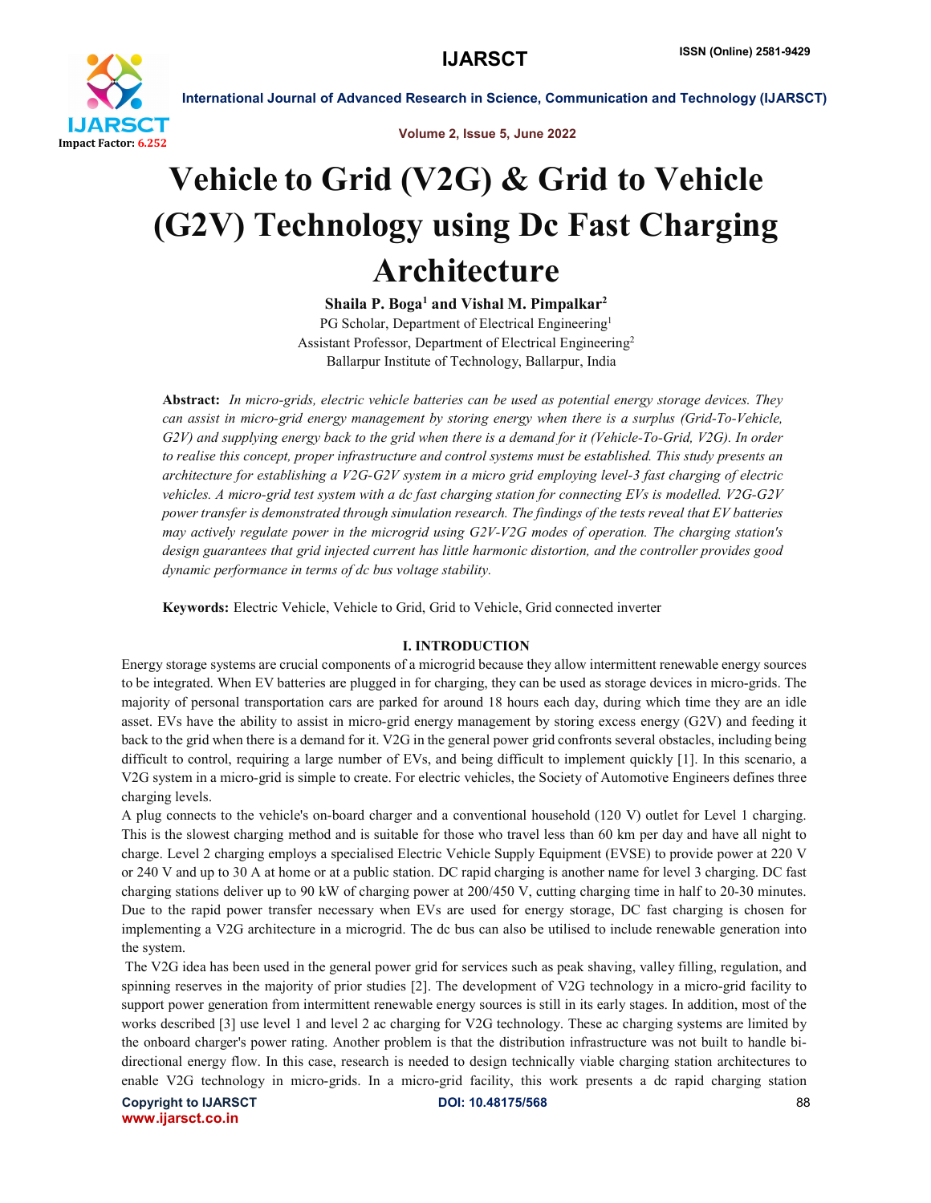# Vehicle to Grid (V2G) & Grid to Vehicle (G2V) Technology using Dc Fast Charging Architecture

**Shaila P. Boga[1] and Vishal M. Pimpalkar[2]**

PG Scholar, Department of Electrical Engineering[1]
Assistant Professor, Department of Electrical Engineering[2]
Ballarpur Institute of Technology, Ballarpur, India

**Abstract:** *In micro-grids, electric vehicle batteries can be used as potential energy storage devices. They can assist in micro-grid energy management by storing energy when there is a surplus (Grid-To-Vehicle, G2V) and supplying energy back to the grid when there is a demand for it (Vehicle-To-Grid, V2G). In order to realise this concept, proper infrastructure and control systems must be established. This study presents an architecture for establishing a V2G-G2V system in a micro grid employing level-3 fast charging of electric vehicles. A micro-grid test system with a dc fast charging station for connecting EVs is modelled. V2G-G2V power transfer is demonstrated through simulation research. The findings of the tests reveal that EV batteries may actively regulate power in the microgrid using G2V-V2G modes of operation. The charging station's design guarantees that grid injected current has little harmonic distortion, and the controller provides good dynamic performance in terms of dc bus voltage stability.*

**Keywords:** Electric Vehicle, Vehicle to Grid, Grid to Vehicle, Grid connected inverter

## I. INTRODUCTION

Energy storage systems are crucial components of a microgrid because they allow intermittent renewable energy sources to be integrated. When EV batteries are plugged in for charging, they can be used as storage devices in micro-grids. The majority of personal transportation cars are parked for around 18 hours each day, during which time they are an idle asset. EVs have the ability to assist in micro-grid energy management by storing excess energy (G2V) and feeding it back to the grid when there is a demand for it. V2G in the general power grid confronts several obstacles, including being difficult to control, requiring a large number of EVs, and being difficult to implement quickly [1]. In this scenario, a V2G system in a micro-grid is simple to create. For electric vehicles, the Society of Automotive Engineers defines three charging levels.

A plug connects to the vehicle's on-board charger and a conventional household (120 V) outlet for Level 1 charging. This is the slowest charging method and is suitable for those who travel less than 60 km per day and have all night to charge. Level 2 charging employs a specialised Electric Vehicle Supply Equipment (EVSE) to provide power at 220 V or 240 V and up to 30 A at home or at a public station. DC rapid charging is another name for level 3 charging. DC fast charging stations deliver up to 90 kW of charging power at 200/450 V, cutting charging time in half to 20-30 minutes. Due to the rapid power transfer necessary when EVs are used for energy storage, DC fast charging is chosen for implementing a V2G architecture in a microgrid. The dc bus can also be utilised to include renewable generation into the system.

The V2G idea has been used in the general power grid for services such as peak shaving, valley filling, regulation, and spinning reserves in the majority of prior studies [2]. The development of V2G technology in a micro-grid facility to support power generation from intermittent renewable energy sources is still in its early stages. In addition, most of the works described [3] use level 1 and level 2 ac charging for V2G technology. These ac charging systems are limited by the onboard charger's power rating. Another problem is that the distribution infrastructure was not built to handle bi-directional energy flow. In this case, research is needed to design technically viable charging station architectures to enable V2G technology in micro-grids. In a micro-grid facility, this work presents a dc rapid charging station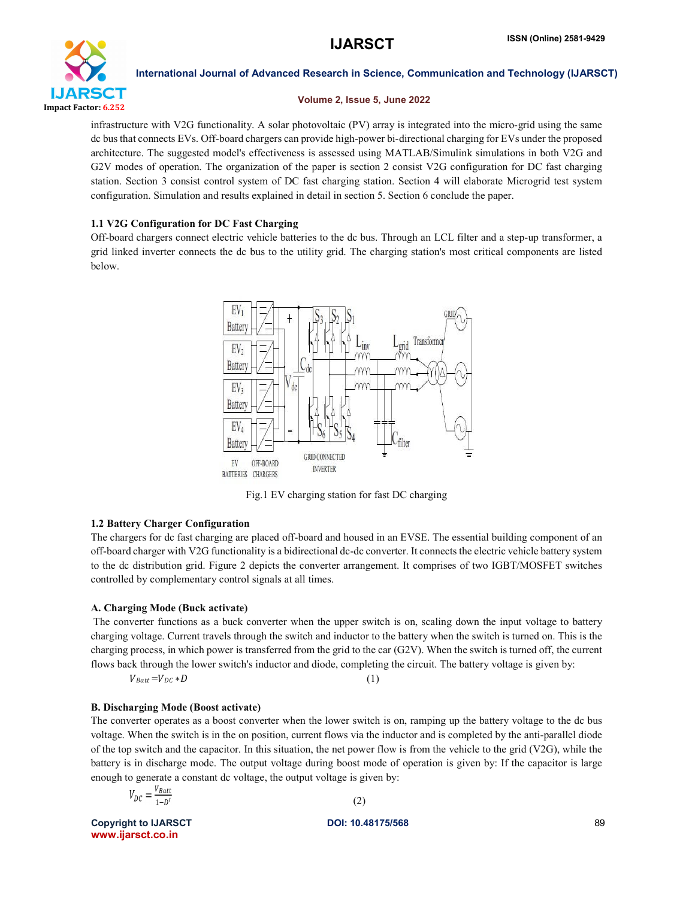infrastructure with V2G functionality. A solar photovoltaic (PV) array is integrated into the micro-grid using the same dc bus that connects EVs. Off-board chargers can provide high-power bi-directional charging for EVs under the proposed architecture. The suggested model's effectiveness is assessed using MATLAB/Simulink simulations in both V2G and G2V modes of operation. The organization of the paper is section 2 consist V2G configuration for DC fast charging station. Section 3 consist control system of DC fast charging station. Section 4 will elaborate Microgrid test system configuration. Simulation and results explained in detail in section 5. Section 6 conclude the paper.

### 1.1 V2G Configuration for DC Fast Charging

Off-board chargers connect electric vehicle batteries to the dc bus. Through an LCL filter and a step-up transformer, a grid linked inverter connects the dc bus to the utility grid. The charging station's most critical components are listed below.

Fig.1 EV charging station for fast DC charging

### 1.2 Battery Charger Configuration

The chargers for dc fast charging are placed off-board and housed in an EVSE. The essential building component of an off-board charger with V2G functionality is a bidirectional dc-dc converter. It connects the electric vehicle battery system to the dc distribution grid. Figure 2 depicts the converter arrangement. It comprises of two IGBT/MOSFET switches controlled by complementary control signals at all times.

#### A. Charging Mode (Buck activate)

The converter functions as a buck converter when the upper switch is on, scaling down the input voltage to battery charging voltage. Current travels through the switch and inductor to the battery when the switch is turned on. This is the charging process, in which power is transferred from the grid to the car (G2V). When the switch is turned off, the current flows back through the lower switch's inductor and diode, completing the circuit. The battery voltage is given by:

$$V_{Batt} = V_{DC} * D \quad (1)$$

#### B. Discharging Mode (Boost activate)

The converter operates as a boost converter when the lower switch is on, ramping up the battery voltage to the dc bus voltage. When the switch is in the on position, current flows via the inductor and is completed by the anti-parallel diode of the top switch and the capacitor. In this situation, the net power flow is from the vehicle to the grid (V2G), while the battery is in discharge mode. The output voltage during boost mode of operation is given by: If the capacitor is large enough to generate a constant dc voltage, the output voltage is given by:

$$V_{DC} = \frac{V_{Batt}}{1-D'} \quad (2)$$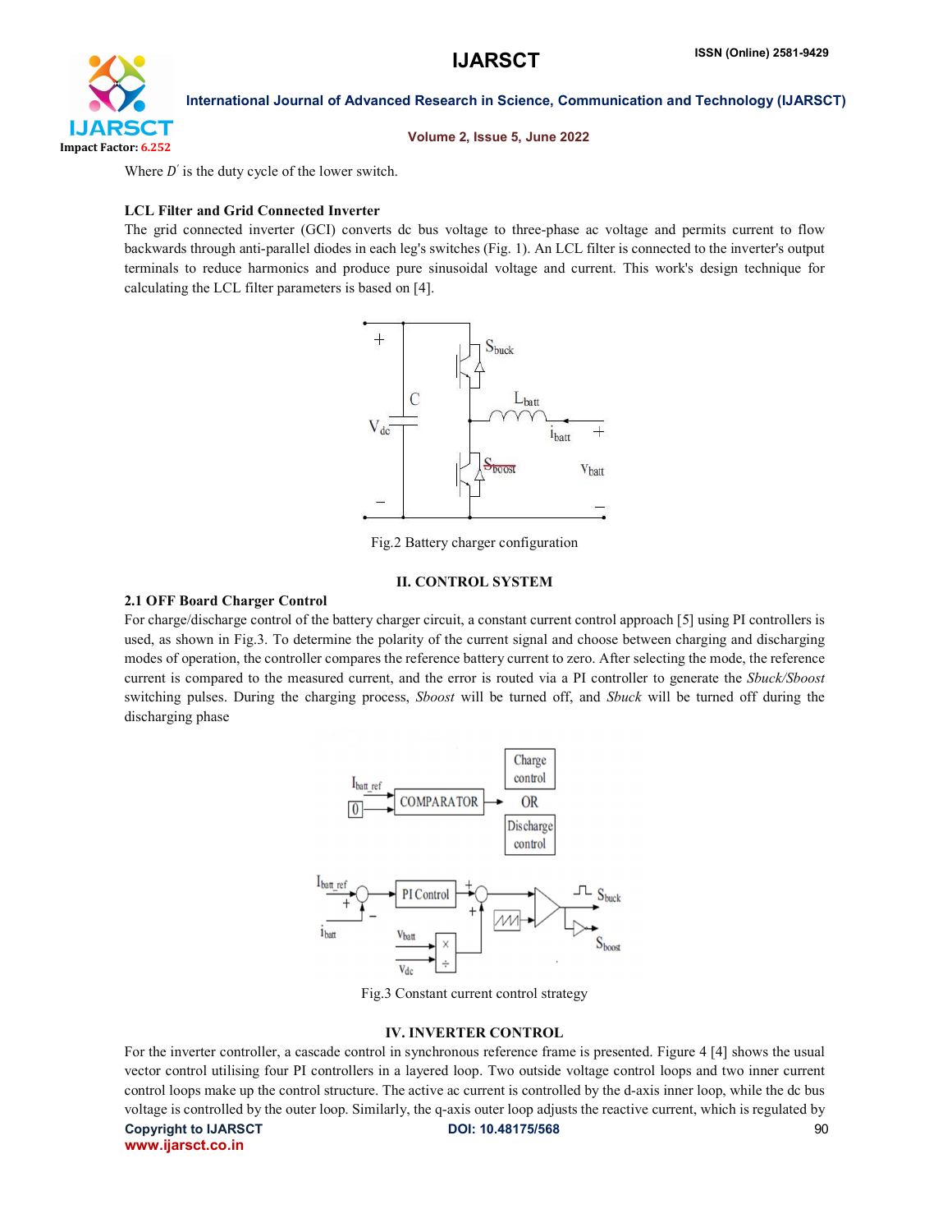Where $D'$ is the duty cycle of the lower switch.

### LCL Filter and Grid Connected Inverter

The grid connected inverter (GCI) converts dc bus voltage to three-phase ac voltage and permits current to flow backwards through anti-parallel diodes in each leg's switches (Fig. 1). An LCL filter is connected to the inverter's output terminals to reduce harmonics and produce pure sinusoidal voltage and current. This work's design technique for calculating the LCL filter parameters is based on [4].

Fig.2 Battery charger configuration

## II. CONTROL SYSTEM

### 2.1 OFF Board Charger Control

For charge/discharge control of the battery charger circuit, a constant current control approach [5] using PI controllers is used, as shown in Fig.3. To determine the polarity of the current signal and choose between charging and discharging modes of operation, the controller compares the reference battery current to zero. After selecting the mode, the reference current is compared to the measured current, and the error is routed via a PI controller to generate the *Sbuck/Sboost* switching pulses. During the charging process, *Sboost* will be turned off, and *Sbuck* will be turned off during the discharging phase

Fig.3 Constant current control strategy

## IV. INVERTER CONTROL

For the inverter controller, a cascade control in synchronous reference frame is presented. Figure 4 [4] shows the usual vector control utilising four PI controllers in a layered loop. Two outside voltage control loops and two inner current control loops make up the control structure. The active ac current is controlled by the d-axis inner loop, while the dc bus voltage is controlled by the outer loop. Similarly, the q-axis outer loop adjusts the reactive current, which is regulated by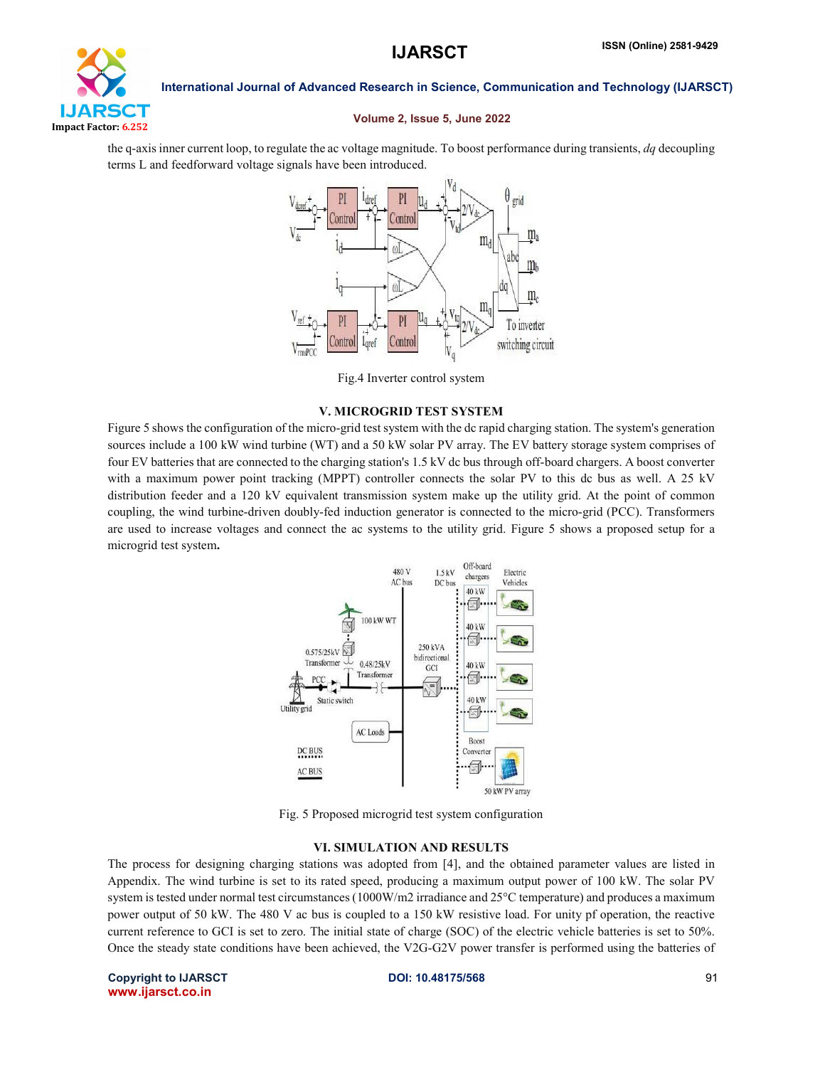the q-axis inner current loop, to regulate the ac voltage magnitude. To boost performance during transients, *dq* decoupling terms L and feedforward voltage signals have been introduced.

Fig.4 Inverter control system

## V. MICROGRID TEST SYSTEM

Figure 5 shows the configuration of the micro-grid test system with the dc rapid charging station. The system's generation sources include a 100 kW wind turbine (WT) and a 50 kW solar PV array. The EV battery storage system comprises of four EV batteries that are connected to the charging station's 1.5 kV dc bus through off-board chargers. A boost converter with a maximum power point tracking (MPPT) controller connects the solar PV to this dc bus as well. A 25 kV distribution feeder and a 120 kV equivalent transmission system make up the utility grid. At the point of common coupling, the wind turbine-driven doubly-fed induction generator is connected to the micro-grid (PCC). Transformers are used to increase voltages and connect the ac systems to the utility grid. Figure 5 shows a proposed setup for a microgrid test system.

Fig. 5 Proposed microgrid test system configuration

## VI. SIMULATION AND RESULTS

The process for designing charging stations was adopted from [4], and the obtained parameter values are listed in Appendix. The wind turbine is set to its rated speed, producing a maximum output power of 100 kW. The solar PV system is tested under normal test circumstances (1000W/m2 irradiance and 25°C temperature) and produces a maximum power output of 50 kW. The 480 V ac bus is coupled to a 150 kW resistive load. For unity pf operation, the reactive current reference to GCI is set to zero. The initial state of charge (SOC) of the electric vehicle batteries is set to 50%. Once the steady state conditions have been achieved, the V2G-G2V power transfer is performed using the batteries of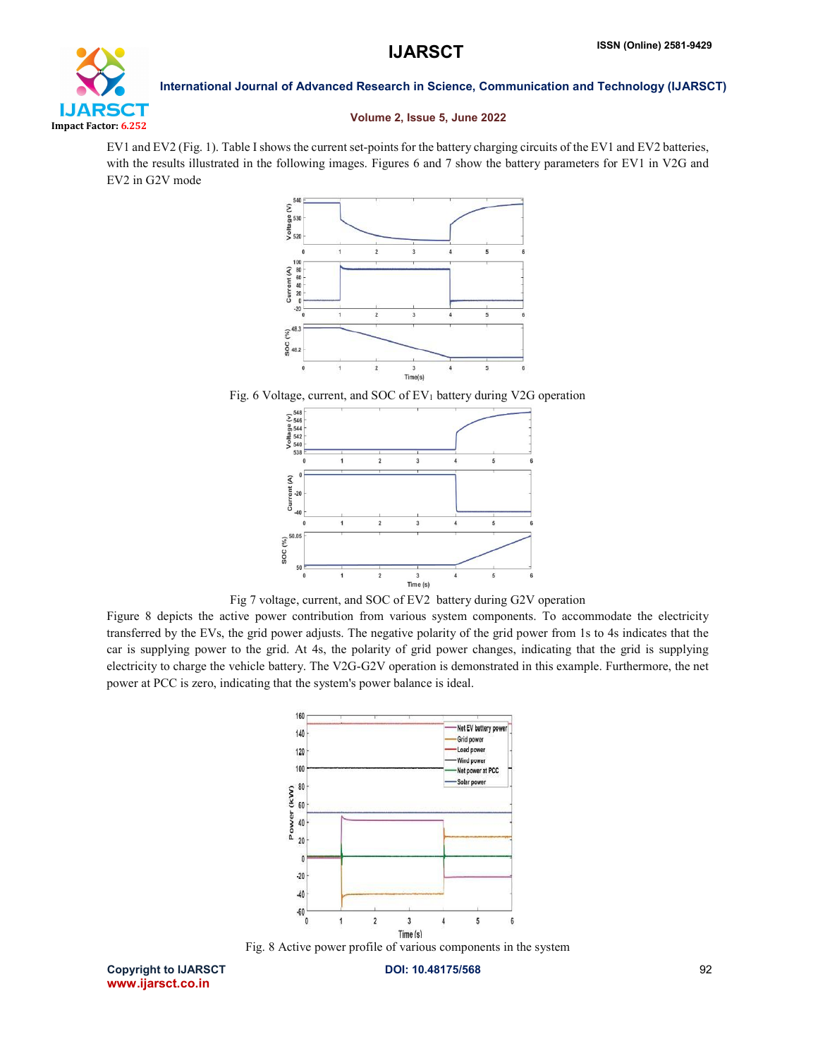EV1 and EV2 (Fig. 1). Table I shows the current set-points for the battery charging circuits of the EV1 and EV2 batteries, with the results illustrated in the following images. Figures 6 and 7 show the battery parameters for EV1 in V2G and EV2 in G2V mode

Fig. 6 Voltage, current, and SOC of $EV_1$ battery during V2G operation

Fig 7 voltage, current, and SOC of EV2 battery during G2V operation

Figure 8 depicts the active power contribution from various system components. To accommodate the electricity transferred by the EVs, the grid power adjusts. The negative polarity of the grid power from 1s to 4s indicates that the car is supplying power to the grid. At 4s, the polarity of grid power changes, indicating that the grid is supplying electricity to charge the vehicle battery. The V2G-G2V operation is demonstrated in this example. Furthermore, the net power at PCC is zero, indicating that the system's power balance is ideal.

Fig. 8 Active power profile of various components in the system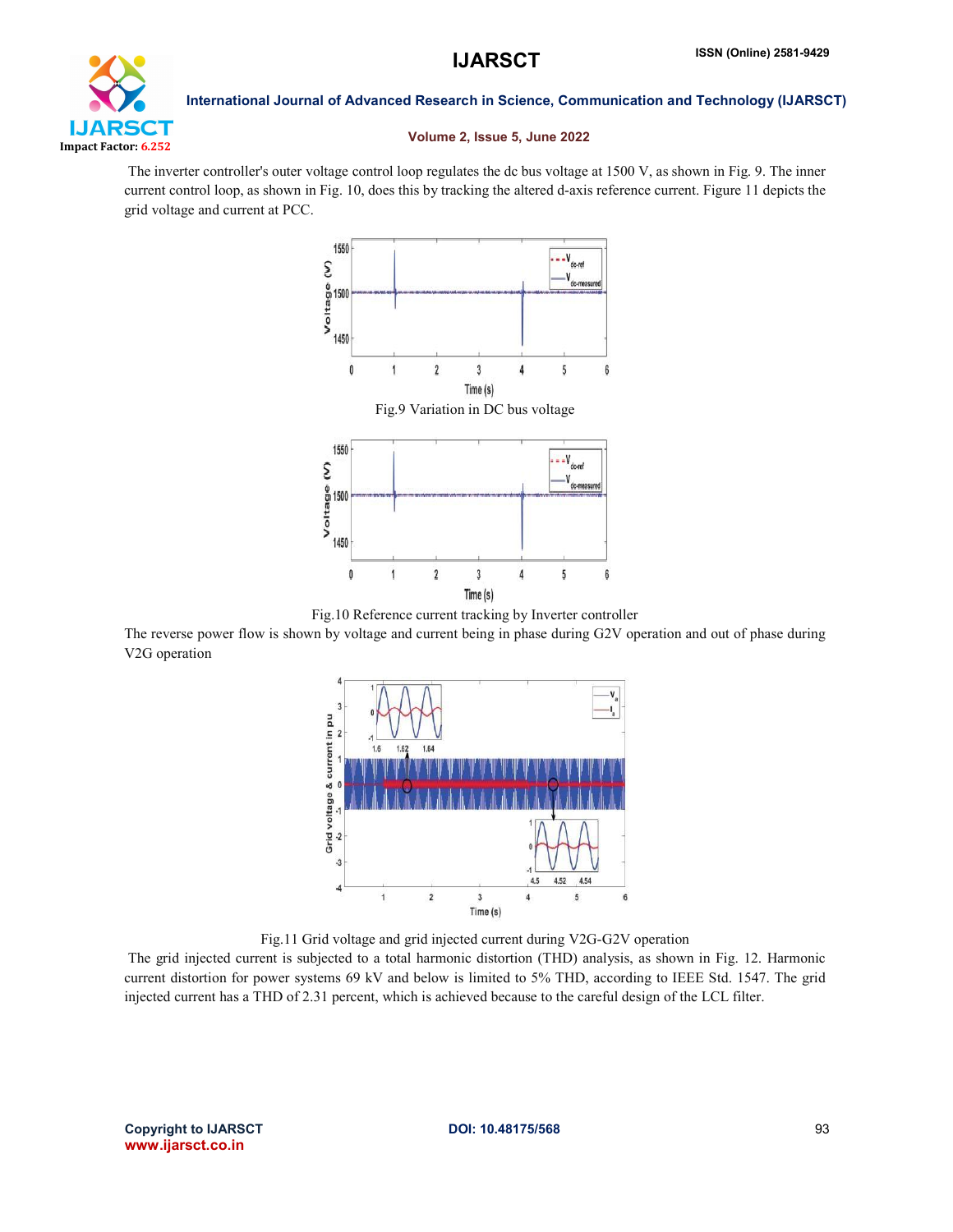The inverter controller's outer voltage control loop regulates the dc bus voltage at 1500 V, as shown in Fig. 9. The inner current control loop, as shown in Fig. 10, does this by tracking the altered d-axis reference current. Figure 11 depicts the grid voltage and current at PCC.

Fig.9 Variation in DC bus voltage

Fig.10 Reference current tracking by Inverter controller

The reverse power flow is shown by voltage and current being in phase during G2V operation and out of phase during V2G operation

Fig.11 Grid voltage and grid injected current during V2G-G2V operation

The grid injected current is subjected to a total harmonic distortion (THD) analysis, as shown in Fig. 12. Harmonic current distortion for power systems 69 kV and below is limited to 5% THD, according to IEEE Std. 1547. The grid injected current has a THD of 2.31 percent, which is achieved because to the careful design of the LCL filter.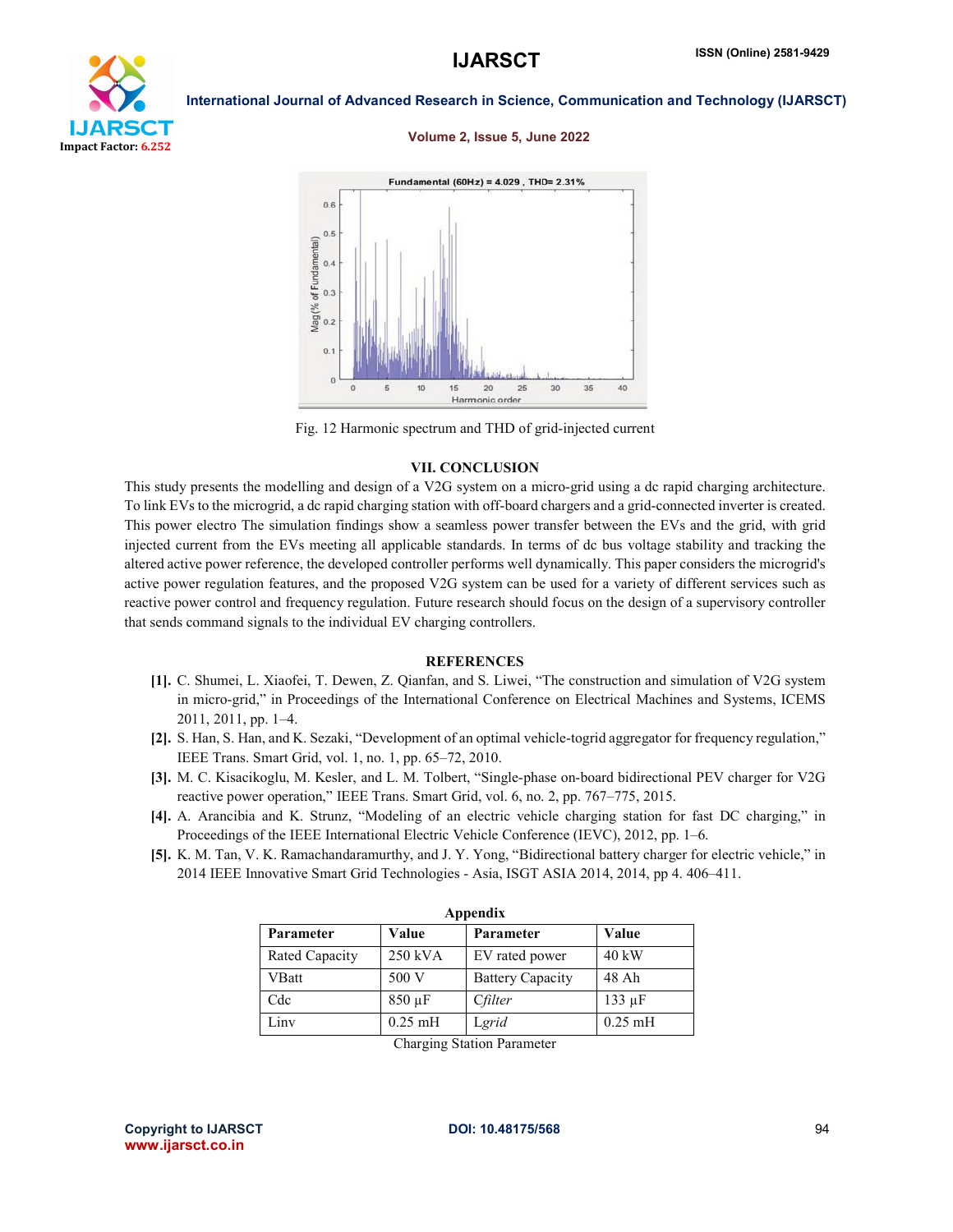Fundamental (60Hz) = 4.029 , THD= 2.31%

Mag (% of Fundamental)

0.6
0.5
0.4
0.3
0.2
0.1
0

0 5 10 15 20 25 30 35 40

Harmonic order

Fig. 12 Harmonic spectrum and THD of grid-injected current

## VII. CONCLUSION

This study presents the modelling and design of a V2G system on a micro-grid using a dc rapid charging architecture. To link EVs to the microgrid, a dc rapid charging station with off-board chargers and a grid-connected inverter is created. This power electro The simulation findings show a seamless power transfer between the EVs and the grid, with grid injected current from the EVs meeting all applicable standards. In terms of dc bus voltage stability and tracking the altered active power reference, the developed controller performs well dynamically. This paper considers the microgrid's active power regulation features, and the proposed V2G system can be used for a variety of different services such as reactive power control and frequency regulation. Future research should focus on the design of a supervisory controller that sends command signals to the individual EV charging controllers.

## REFERENCES

**[1].** C. Shumei, L. Xiaofei, T. Dewen, Z. Qianfan, and S. Liwei, "The construction and simulation of V2G system in micro-grid," in Proceedings of the International Conference on Electrical Machines and Systems, ICEMS 2011, 2011, pp. 1–4.

**[2].** S. Han, S. Han, and K. Sezaki, "Development of an optimal vehicle-togrid aggregator for frequency regulation," IEEE Trans. Smart Grid, vol. 1, no. 1, pp. 65–72, 2010.

**[3].** M. C. Kisacikoglu, M. Kesler, and L. M. Tolbert, "Single-phase on-board bidirectional PEV charger for V2G reactive power operation," IEEE Trans. Smart Grid, vol. 6, no. 2, pp. 767–775, 2015.

**[4].** A. Arancibia and K. Strunz, "Modeling of an electric vehicle charging station for fast DC charging," in Proceedings of the IEEE International Electric Vehicle Conference (IEVC), 2012, pp. 1–6.

**[5].** K. M. Tan, V. K. Ramachandaramurthy, and J. Y. Yong, "Bidirectional battery charger for electric vehicle," in 2014 IEEE Innovative Smart Grid Technologies - Asia, ISGT ASIA 2014, 2014, pp 4. 406–411.

### Appendix

| Parameter | Value | Parameter | Value |
|---|---|---|---|
| Rated Capacity | 250 kVA | EV rated power | 40 kW |
| VBatt | 500 V | Battery Capacity | 48 Ah |
| Cdc | 850 µF | *Cfilter* | 133 µF |
| Linv | 0.25 mH | *Lgrid* | 0.25 mH |

Charging Station Parameter